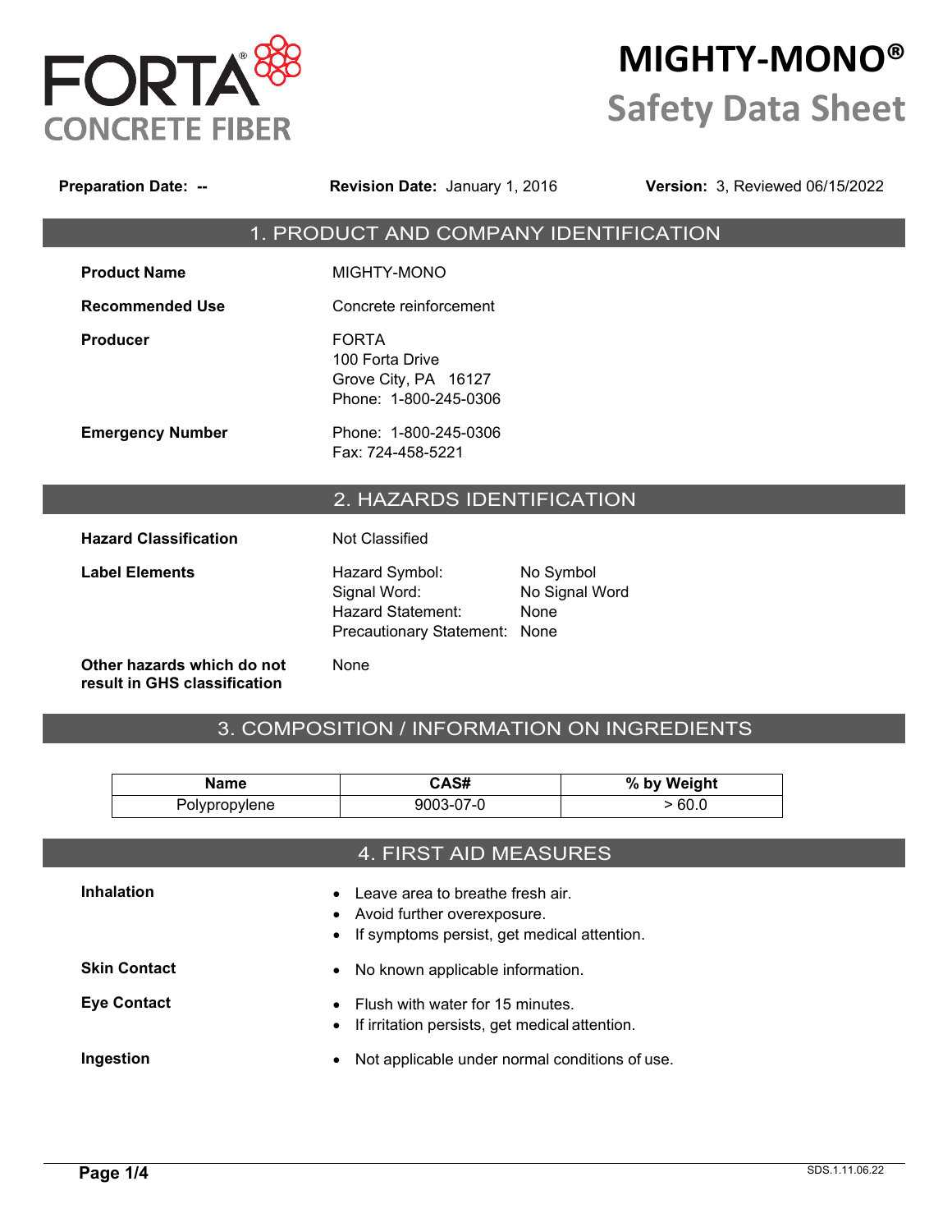FORTA® CONCRETE FIBER

# MIGHTY-MONO®
# Safety Data Sheet

**Preparation Date:** -- **Revision Date:** January 1, 2016 **Version:** 3, Reviewed 06/15/2022

## 1. PRODUCT AND COMPANY IDENTIFICATION

**Product Name** MIGHTY-MONO

**Recommended Use** Concrete reinforcement

**Producer**
FORTA
100 Forta Drive
Grove City, PA 16127
Phone: 1-800-245-0306

**Emergency Number**
Phone: 1-800-245-0306
Fax: 724-458-5221

## 2. HAZARDS IDENTIFICATION

**Hazard Classification** Not Classified

**Label Elements**

| | |
|---|---|
| Hazard Symbol: | No Symbol |
| Signal Word: | No Signal Word |
| Hazard Statement: | None |
| Precautionary Statement: | None |

**Other hazards which do not result in GHS classification** None

## 3. COMPOSITION / INFORMATION ON INGREDIENTS

| Name | CAS# | % by Weight |
|---|---|---|
| Polypropylene | 9003-07-0 | > 60.0 |

## 4. FIRST AID MEASURES

**Inhalation**
- Leave area to breathe fresh air.
- Avoid further overexposure.
- If symptoms persist, get medical attention.

**Skin Contact**
- No known applicable information.

**Eye Contact**
- Flush with water for 15 minutes.
- If irritation persists, get medical attention.

**Ingestion**
- Not applicable under normal conditions of use.

SDS.1.11.06.22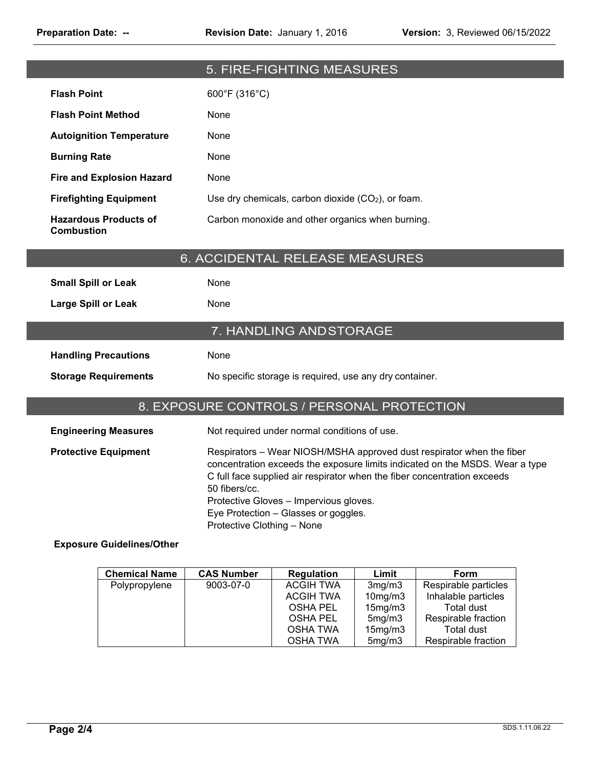## 5. FIRE-FIGHTING MEASURES

**Flash Point** 600°F (316°C)

**Flash Point Method** None

**Autoignition Temperature** None

**Burning Rate** None

**Fire and Explosion Hazard** None

**Firefighting Equipment** Use dry chemicals, carbon dioxide ($CO_2$), or foam.

**Hazardous Products of Combustion** Carbon monoxide and other organics when burning.

## 6. ACCIDENTAL RELEASE MEASURES

**Small Spill or Leak** None

**Large Spill or Leak** None

## 7. HANDLING ANDSTORAGE

**Handling Precautions** None

**Storage Requirements** No specific storage is required, use any dry container.

## 8. EXPOSURE CONTROLS / PERSONAL PROTECTION

**Engineering Measures** Not required under normal conditions of use.

**Protective Equipment** Respirators – Wear NIOSH/MSHA approved dust respirator when the fiber concentration exceeds the exposure limits indicated on the MSDS. Wear a type C full face supplied air respirator when the fiber concentration exceeds 50 fibers/cc.
Protective Gloves – Impervious gloves.
Eye Protection – Glasses or goggles.
Protective Clothing – None

**Exposure Guidelines/Other**

| Chemical Name | CAS Number | Regulation | Limit | Form |
|---|---|---|---|---|
| Polypropylene | 9003-07-0 | ACGIH TWA | 3mg/m3 | Respirable particles |
| | | ACGIH TWA | 10mg/m3 | Inhalable particles |
| | | OSHA PEL | 15mg/m3 | Total dust |
| | | OSHA PEL | 5mg/m3 | Respirable fraction |
| | | OSHA TWA | 15mg/m3 | Total dust |
| | | OSHA TWA | 5mg/m3 | Respirable fraction |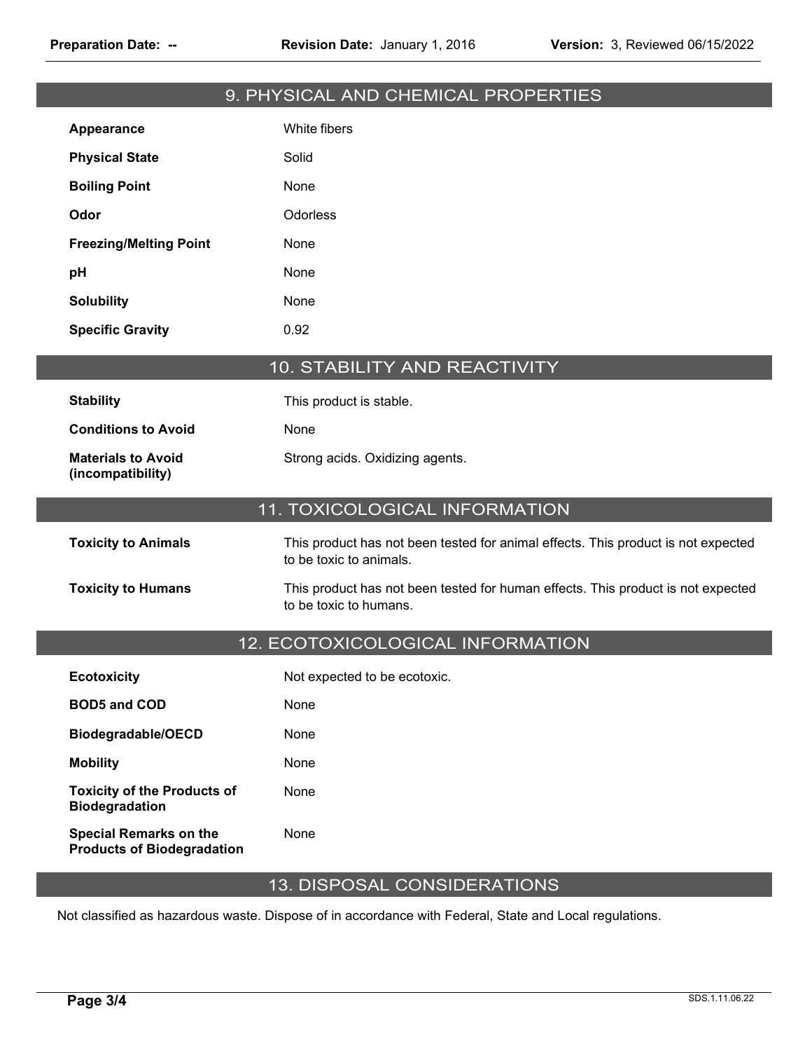## 9. PHYSICAL AND CHEMICAL PROPERTIES

| | |
|---|---|
| **Appearance** | White fibers |
| **Physical State** | Solid |
| **Boiling Point** | None |
| **Odor** | Odorless |
| **Freezing/Melting Point** | None |
| **pH** | None |
| **Solubility** | None |
| **Specific Gravity** | 0.92 |

## 10. STABILITY AND REACTIVITY

| | |
|---|---|
| **Stability** | This product is stable. |
| **Conditions to Avoid** | None |
| **Materials to Avoid (incompatibility)** | Strong acids. Oxidizing agents. |

## 11. TOXICOLOGICAL INFORMATION

| | |
|---|---|
| **Toxicity to Animals** | This product has not been tested for animal effects. This product is not expected to be toxic to animals. |
| **Toxicity to Humans** | This product has not been tested for human effects. This product is not expected to be toxic to humans. |

## 12. ECOTOXICOLOGICAL INFORMATION

| | |
|---|---|
| **Ecotoxicity** | Not expected to be ecotoxic. |
| **BOD5 and COD** | None |
| **Biodegradable/OECD** | None |
| **Mobility** | None |
| **Toxicity of the Products of Biodegradation** | None |
| **Special Remarks on the Products of Biodegradation** | None |

## 13. DISPOSAL CONSIDERATIONS

Not classified as hazardous waste. Dispose of in accordance with Federal, State and Local regulations.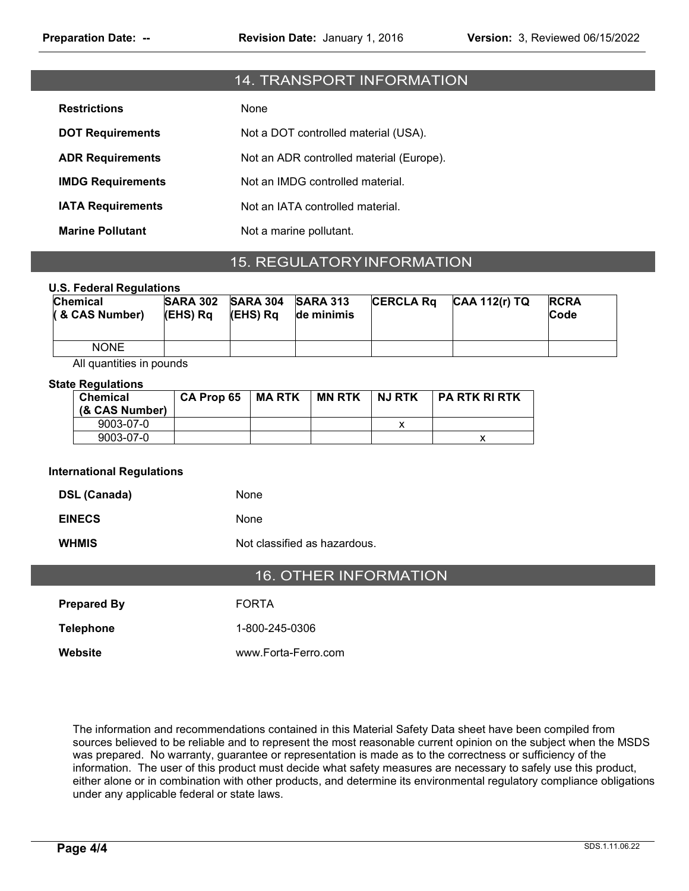## 14. TRANSPORT INFORMATION

| | |
|---|---|
| **Restrictions** | None |
| **DOT Requirements** | Not a DOT controlled material (USA). |
| **ADR Requirements** | Not an ADR controlled material (Europe). |
| **IMDG Requirements** | Not an IMDG controlled material. |
| **IATA Requirements** | Not an IATA controlled material. |
| **Marine Pollutant** | Not a marine pollutant. |

## 15. REGULATORY INFORMATION

**U.S. Federal Regulations**

| Chemical ( & CAS Number) | SARA 302 (EHS) Rq | SARA 304 (EHS) Rq | SARA 313 de minimis | CERCLA Rq | CAA 112(r) TQ | RCRA Code |
|---|---|---|---|---|---|---|
| NONE | | | | | | |

All quantities in pounds

**State Regulations**

| Chemical (& CAS Number) | CA Prop 65 | MA RTK | MN RTK | NJ RTK | PA RTK RI RTK |
|---|---|---|---|---|---|
| 9003-07-0 | | | | x | |
| 9003-07-0 | | | | | x |

**International Regulations**

| | |
|---|---|
| **DSL (Canada)** | None |
| **EINECS** | None |
| **WHMIS** | Not classified as hazardous. |

## 16. OTHER INFORMATION

| | |
|---|---|
| **Prepared By** | FORTA |
| **Telephone** | 1-800-245-0306 |
| **Website** | www.Forta-Ferro.com |

The information and recommendations contained in this Material Safety Data sheet have been compiled from sources believed to be reliable and to represent the most reasonable current opinion on the subject when the MSDS was prepared. No warranty, guarantee or representation is made as to the correctness or sufficiency of the information. The user of this product must decide what safety measures are necessary to safely use this product, either alone or in combination with other products, and determine its environmental regulatory compliance obligations under any applicable federal or state laws.